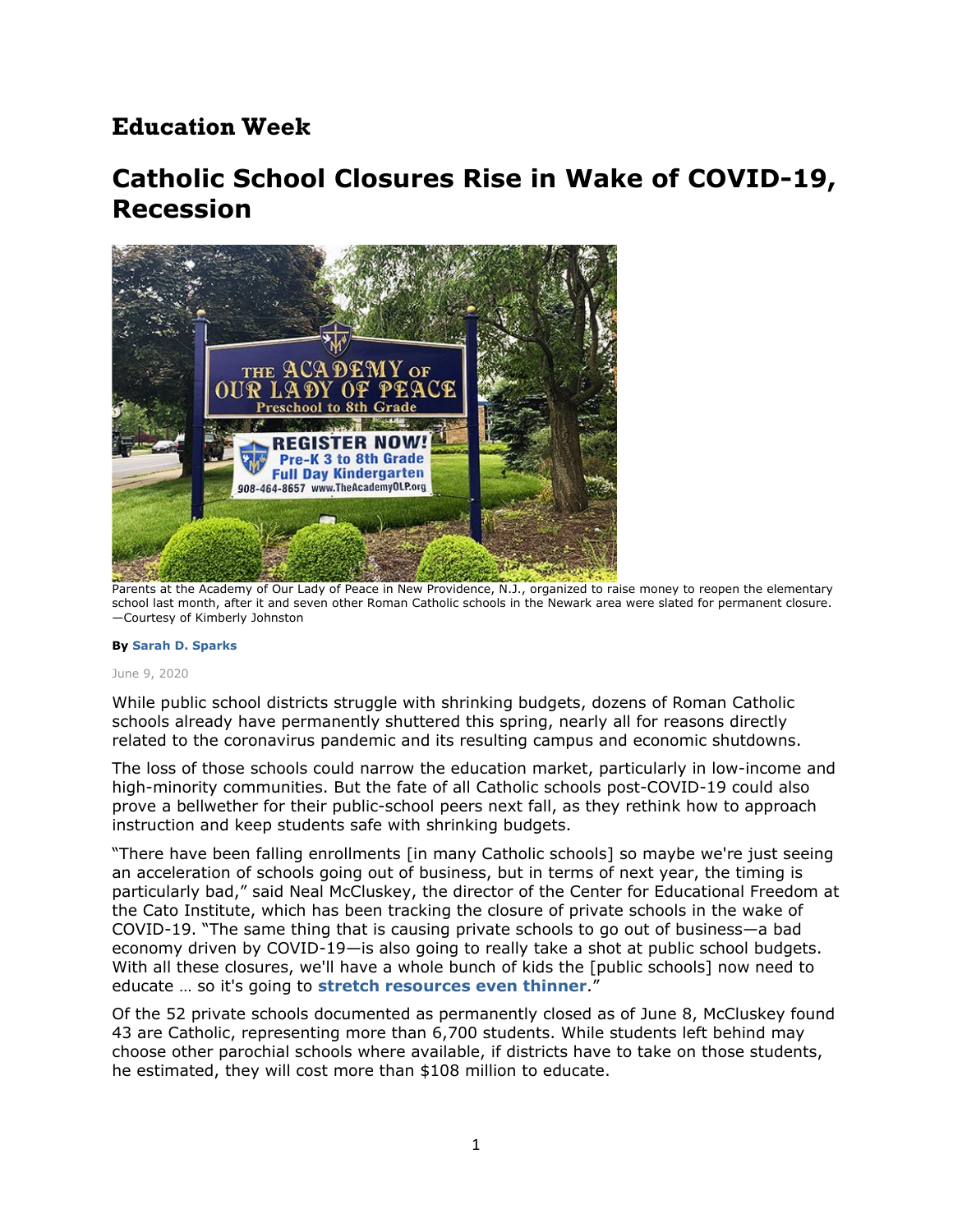**Education Week**

# Catholic School Closures Rise in Wake of COVID-19, Recession

Parents at the Academy of Our Lady of Peace in New Providence, N.J., organized to raise money to reopen the elementary school last month, after it and seven other Roman Catholic schools in the Newark area were slated for permanent closure. —Courtesy of Kimberly Johnston

**By Sarah D. Sparks**

June 9, 2020

While public school districts struggle with shrinking budgets, dozens of Roman Catholic schools already have permanently shuttered this spring, nearly all for reasons directly related to the coronavirus pandemic and its resulting campus and economic shutdowns.

The loss of those schools could narrow the education market, particularly in low-income and high-minority communities. But the fate of all Catholic schools post-COVID-19 could also prove a bellwether for their public-school peers next fall, as they rethink how to approach instruction and keep students safe with shrinking budgets.

"There have been falling enrollments [in many Catholic schools] so maybe we're just seeing an acceleration of schools going out of business, but in terms of next year, the timing is particularly bad," said Neal McCluskey, the director of the Center for Educational Freedom at the Cato Institute, which has been tracking the closure of private schools in the wake of COVID-19. "The same thing that is causing private schools to go out of business—a bad economy driven by COVID-19—is also going to really take a shot at public school budgets. With all these closures, we'll have a whole bunch of kids the [public schools] now need to educate … so it's going to **stretch resources even thinner**."

Of the 52 private schools documented as permanently closed as of June 8, McCluskey found 43 are Catholic, representing more than 6,700 students. While students left behind may choose other parochial schools where available, if districts have to take on those students, he estimated, they will cost more than $108 million to educate.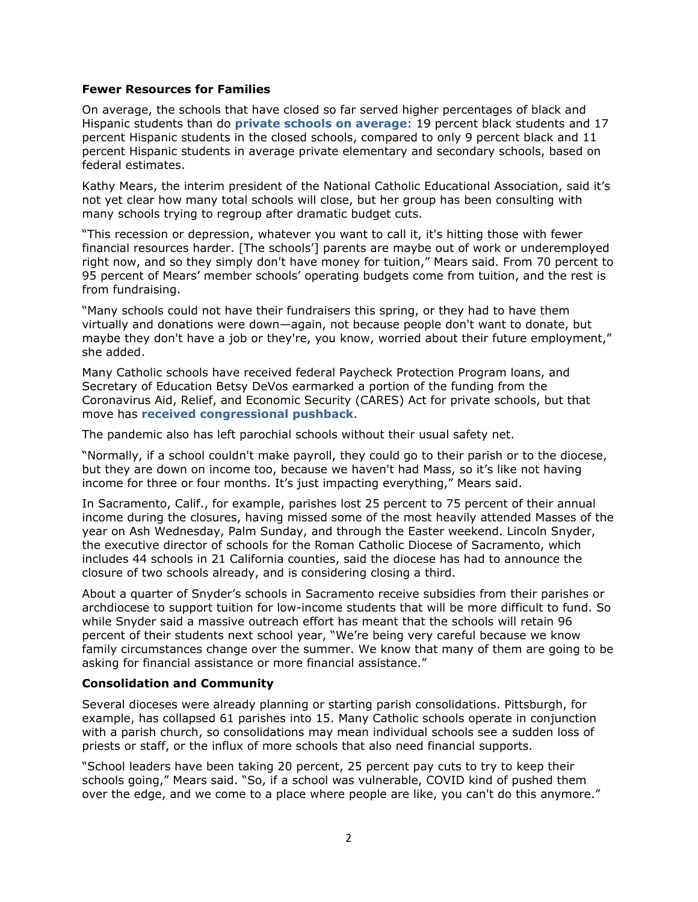**Fewer Resources for Families**

On average, the schools that have closed so far served higher percentages of black and Hispanic students than do **private schools on average**: 19 percent black students and 17 percent Hispanic students in the closed schools, compared to only 9 percent black and 11 percent Hispanic students in average private elementary and secondary schools, based on federal estimates.

Kathy Mears, the interim president of the National Catholic Educational Association, said it's not yet clear how many total schools will close, but her group has been consulting with many schools trying to regroup after dramatic budget cuts.

"This recession or depression, whatever you want to call it, it's hitting those with fewer financial resources harder. [The schools'] parents are maybe out of work or underemployed right now, and so they simply don't have money for tuition," Mears said. From 70 percent to 95 percent of Mears' member schools' operating budgets come from tuition, and the rest is from fundraising.

"Many schools could not have their fundraisers this spring, or they had to have them virtually and donations were down—again, not because people don't want to donate, but maybe they don't have a job or they're, you know, worried about their future employment," she added.

Many Catholic schools have received federal Paycheck Protection Program loans, and Secretary of Education Betsy DeVos earmarked a portion of the funding from the Coronavirus Aid, Relief, and Economic Security (CARES) Act for private schools, but that move has **received congressional pushback**.

The pandemic also has left parochial schools without their usual safety net.

"Normally, if a school couldn't make payroll, they could go to their parish or to the diocese, but they are down on income too, because we haven't had Mass, so it's like not having income for three or four months. It's just impacting everything," Mears said.

In Sacramento, Calif., for example, parishes lost 25 percent to 75 percent of their annual income during the closures, having missed some of the most heavily attended Masses of the year on Ash Wednesday, Palm Sunday, and through the Easter weekend. Lincoln Snyder, the executive director of schools for the Roman Catholic Diocese of Sacramento, which includes 44 schools in 21 California counties, said the diocese has had to announce the closure of two schools already, and is considering closing a third.

About a quarter of Snyder's schools in Sacramento receive subsidies from their parishes or archdiocese to support tuition for low-income students that will be more difficult to fund. So while Snyder said a massive outreach effort has meant that the schools will retain 96 percent of their students next school year, "We're being very careful because we know family circumstances change over the summer. We know that many of them are going to be asking for financial assistance or more financial assistance."

**Consolidation and Community**

Several dioceses were already planning or starting parish consolidations. Pittsburgh, for example, has collapsed 61 parishes into 15. Many Catholic schools operate in conjunction with a parish church, so consolidations may mean individual schools see a sudden loss of priests or staff, or the influx of more schools that also need financial supports.

"School leaders have been taking 20 percent, 25 percent pay cuts to try to keep their schools going," Mears said. "So, if a school was vulnerable, COVID kind of pushed them over the edge, and we come to a place where people are like, you can't do this anymore."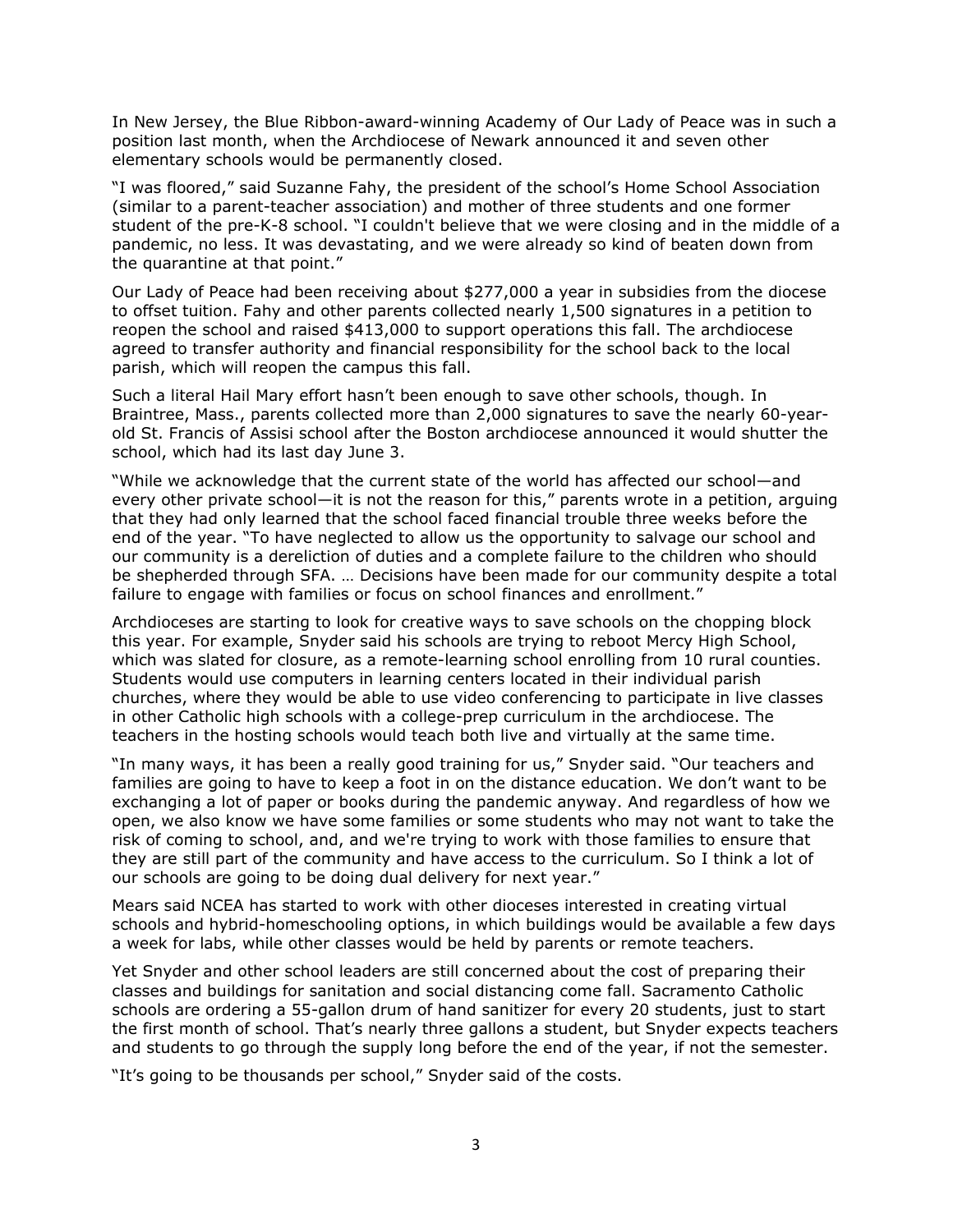In New Jersey, the Blue Ribbon-award-winning Academy of Our Lady of Peace was in such a position last month, when the Archdiocese of Newark announced it and seven other elementary schools would be permanently closed.

"I was floored," said Suzanne Fahy, the president of the school's Home School Association (similar to a parent-teacher association) and mother of three students and one former student of the pre-K-8 school. "I couldn't believe that we were closing and in the middle of a pandemic, no less. It was devastating, and we were already so kind of beaten down from the quarantine at that point."

Our Lady of Peace had been receiving about $277,000 a year in subsidies from the diocese to offset tuition. Fahy and other parents collected nearly 1,500 signatures in a petition to reopen the school and raised $413,000 to support operations this fall. The archdiocese agreed to transfer authority and financial responsibility for the school back to the local parish, which will reopen the campus this fall.

Such a literal Hail Mary effort hasn't been enough to save other schools, though. In Braintree, Mass., parents collected more than 2,000 signatures to save the nearly 60-year-old St. Francis of Assisi school after the Boston archdiocese announced it would shutter the school, which had its last day June 3.

"While we acknowledge that the current state of the world has affected our school—and every other private school—it is not the reason for this," parents wrote in a petition, arguing that they had only learned that the school faced financial trouble three weeks before the end of the year. "To have neglected to allow us the opportunity to salvage our school and our community is a dereliction of duties and a complete failure to the children who should be shepherded through SFA. … Decisions have been made for our community despite a total failure to engage with families or focus on school finances and enrollment."

Archdioceses are starting to look for creative ways to save schools on the chopping block this year. For example, Snyder said his schools are trying to reboot Mercy High School, which was slated for closure, as a remote-learning school enrolling from 10 rural counties. Students would use computers in learning centers located in their individual parish churches, where they would be able to use video conferencing to participate in live classes in other Catholic high schools with a college-prep curriculum in the archdiocese. The teachers in the hosting schools would teach both live and virtually at the same time.

"In many ways, it has been a really good training for us," Snyder said. "Our teachers and families are going to have to keep a foot in on the distance education. We don't want to be exchanging a lot of paper or books during the pandemic anyway. And regardless of how we open, we also know we have some families or some students who may not want to take the risk of coming to school, and, and we're trying to work with those families to ensure that they are still part of the community and have access to the curriculum. So I think a lot of our schools are going to be doing dual delivery for next year."

Mears said NCEA has started to work with other dioceses interested in creating virtual schools and hybrid-homeschooling options, in which buildings would be available a few days a week for labs, while other classes would be held by parents or remote teachers.

Yet Snyder and other school leaders are still concerned about the cost of preparing their classes and buildings for sanitation and social distancing come fall. Sacramento Catholic schools are ordering a 55-gallon drum of hand sanitizer for every 20 students, just to start the first month of school. That's nearly three gallons a student, but Snyder expects teachers and students to go through the supply long before the end of the year, if not the semester.

"It's going to be thousands per school," Snyder said of the costs.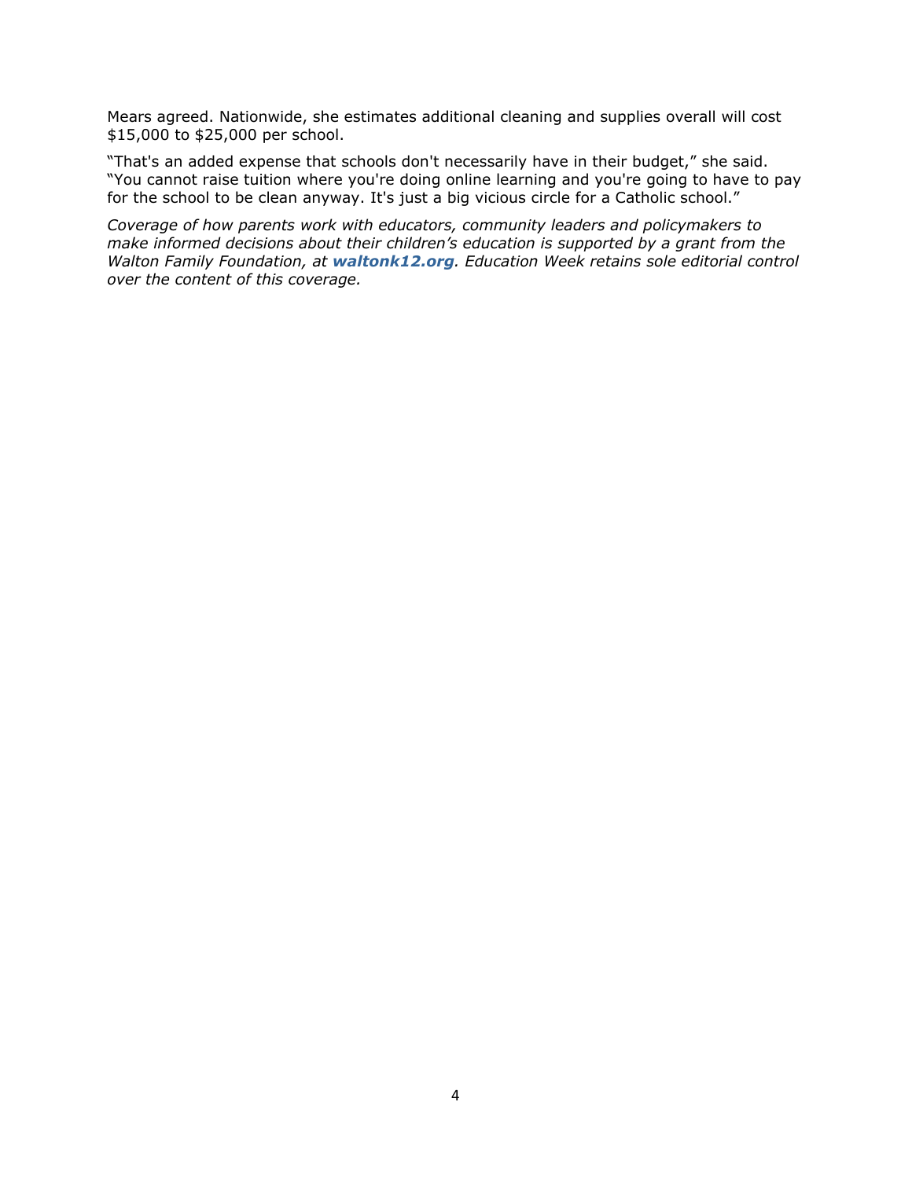Mears agreed. Nationwide, she estimates additional cleaning and supplies overall will cost $15,000 to $25,000 per school.

"That's an added expense that schools don't necessarily have in their budget," she said. "You cannot raise tuition where you're doing online learning and you're going to have to pay for the school to be clean anyway. It's just a big vicious circle for a Catholic school."

*Coverage of how parents work with educators, community leaders and policymakers to make informed decisions about their children's education is supported by a grant from the Walton Family Foundation, at **waltonk12.org**. Education Week retains sole editorial control over the content of this coverage.*